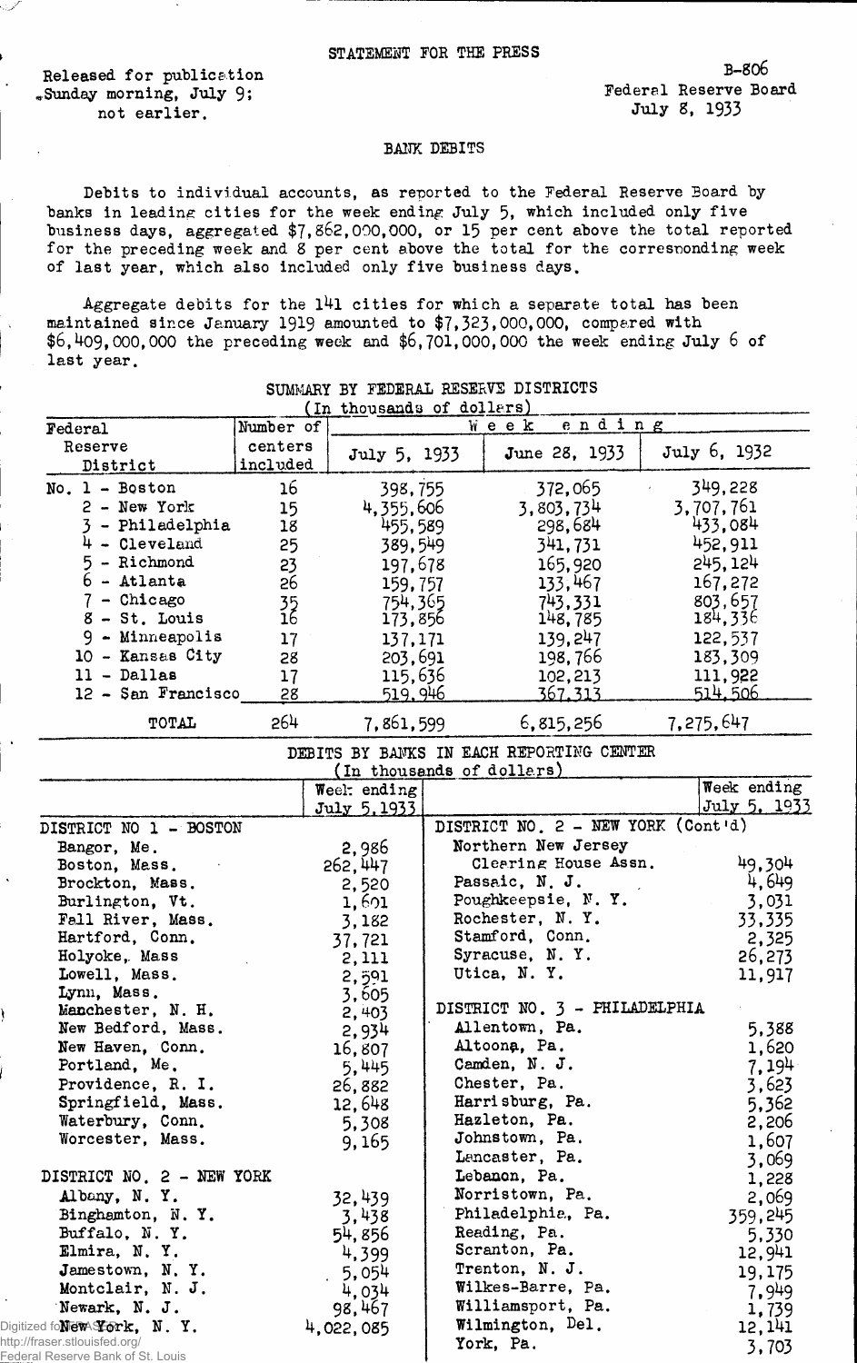STATEMENT FOR THE PRESS

Released for publication Sunday morning, July 9; not earlier.

B-806
Federal Reserve Board
July 8, 1933

## BANK DEBITS

Debits to individual accounts, as reported to the Federal Reserve Board by banks in leading cities for the week ending July 5, which included only five business days, aggregated $7,862,000,000, or 15 per cent above the total reported for the preceding week and 8 per cent above the total for the corresponding week of last year, which also included only five business days.

Aggregate debits for the 141 cities for which a separate total has been maintained since January 1919 amounted to $7,323,000,000, compared with $6,409,000,000 the preceding week and $6,701,000,000 the week ending July 6 of last year.

### SUMMARY BY FEDERAL RESERVE DISTRICTS
(In thousands of dollars)

| Federal Reserve District | Number of centers included | Week ending July 5, 1933 | Week ending June 28, 1933 | Week ending July 6, 1932 |
|---|---|---|---|---|
| No. 1 - Boston | 16 | 398,755 | 372,065 | 349,228 |
| 2 - New York | 15 | 4,355,606 | 3,803,734 | 3,707,761 |
| 3 - Philadelphia | 18 | 455,589 | 298,684 | 433,084 |
| 4 - Cleveland | 25 | 389,549 | 341,731 | 452,911 |
| 5 - Richmond | 23 | 197,678 | 165,920 | 245,124 |
| 6 - Atlanta | 26 | 159,757 | 133,467 | 167,272 |
| 7 - Chicago | 35 | 754,365 | 743,331 | 803,657 |
| 8 - St. Louis | 16 | 173,856 | 148,785 | 184,336 |
| 9 - Minneapolis | 17 | 137,171 | 139,247 | 122,537 |
| 10 - Kansas City | 28 | 203,691 | 198,766 | 183,309 |
| 11 - Dallas | 17 | 115,636 | 102,213 | 111,922 |
| 12 - San Francisco | 28 | 519,946 | 367,313 | 514,506 |
| TOTAL | 264 | 7,861,599 | 6,815,256 | 7,275,647 |

### DEBITS BY BANKS IN EACH REPORTING CENTER
(In thousands of dollars)

| | Week ending July 5, 1933 | | Week ending July 5, 1933 |
|---|---|---|---|
| **DISTRICT NO 1 - BOSTON** | | **DISTRICT NO. 2 - NEW YORK (Cont'd)** | |
| Bangor, Me. | 2,986 | Northern New Jersey Clearing House Assn. | 49,304 |
| Boston, Mass. | 262,447 | Passaic, N. J. | 4,649 |
| Brockton, Mass. | 2,520 | Poughkeepsie, N. Y. | 3,031 |
| Burlington, Vt. | 1,601 | Rochester, N. Y. | 33,335 |
| Fall River, Mass. | 3,182 | Stamford, Conn. | 2,325 |
| Hartford, Conn. | 37,721 | Syracuse, N. Y. | 26,273 |
| Holyoke, Mass | 2,111 | Utica, N. Y. | 11,917 |
| Lowell, Mass. | 2,591 | | |
| Lynn, Mass. | 3,605 | **DISTRICT NO. 3 - PHILADELPHIA** | |
| Manchester, N. H. | 2,403 | Allentown, Pa. | 5,388 |
| New Bedford, Mass. | 2,934 | Altoona, Pa. | 1,620 |
| New Haven, Conn. | 16,807 | Camden, N. J. | 7,194 |
| Portland, Me. | 5,445 | Chester, Pa. | 3,623 |
| Providence, R. I. | 26,882 | Harrisburg, Pa. | 5,362 |
| Springfield, Mass. | 12,648 | Hazleton, Pa. | 2,206 |
| Waterbury, Conn. | 5,308 | Johnstown, Pa. | 1,607 |
| Worcester, Mass. | 9,165 | Lancaster, Pa. | 3,069 |
| | | Lebanon, Pa. | 1,228 |
| **DISTRICT NO. 2 - NEW YORK** | | Norristown, Pa. | 2,069 |
| Albany, N. Y. | 32,439 | Philadelphia, Pa. | 359,245 |
| Binghamton, N. Y. | 3,438 | Reading, Pa. | 5,330 |
| Buffalo, N. Y. | 54,856 | Scranton, Pa. | 12,941 |
| Elmira, N. Y. | 4,399 | Trenton, N. J. | 19,175 |
| Jamestown, N. Y. | 5,054 | Wilkes-Barre, Pa. | 7,949 |
| Montclair, N. J. | 4,034 | Williamsport, Pa. | 1,739 |
| Newark, N. J. | 98,467 | Wilmington, Del. | 12,141 |
| New York, N. Y. | 4,022,085 | York, Pa. | 3,703 |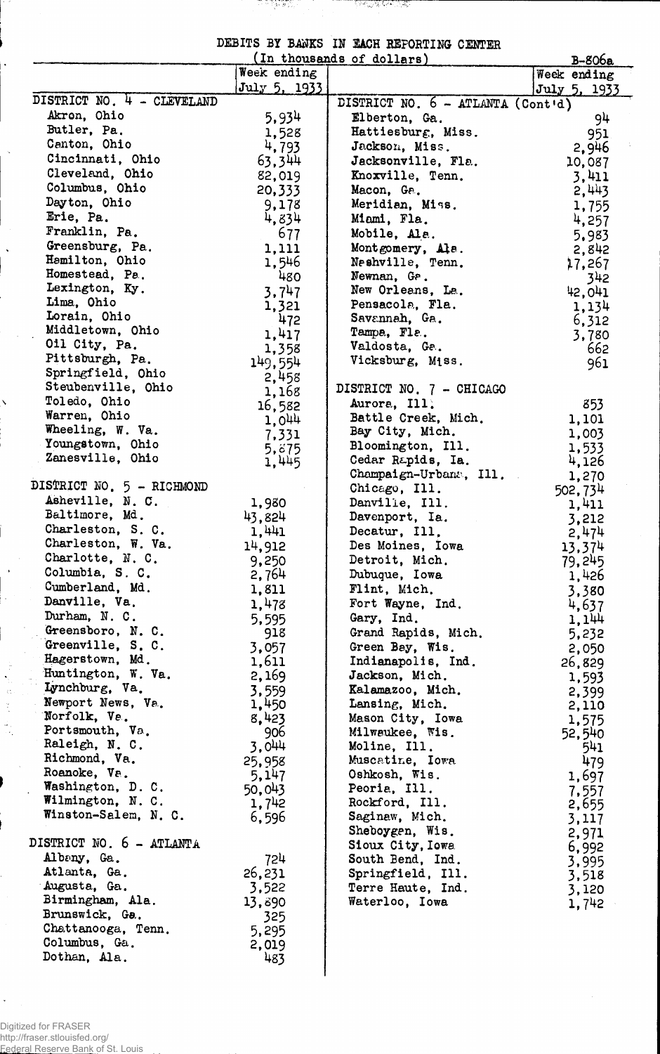DEBITS BY BANKS IN EACH REPORTING CENTER

(In thousands of dollars)

B-806a

| | Week ending July 5, 1933 |
|---|---|
| **DISTRICT NO. 4 - CLEVELAND** | |
| Akron, Ohio | 5,934 |
| Butler, Pa. | 1,528 |
| Canton, Ohio | 4,793 |
| Cincinnati, Ohio | 63,344 |
| Cleveland, Ohio | 82,019 |
| Columbus, Ohio | 20,333 |
| Dayton, Ohio | 9,178 |
| Erie, Pa. | 4,834 |
| Franklin, Pa. | 677 |
| Greensburg, Pa. | 1,111 |
| Hamilton, Ohio | 1,546 |
| Homestead, Pa. | 480 |
| Lexington, Ky. | 3,747 |
| Lima, Ohio | 1,321 |
| Lorain, Ohio | 472 |
| Middletown, Ohio | 1,417 |
| Oil City, Pa. | 1,358 |
| Pittsburgh, Pa. | 149,554 |
| Springfield, Ohio | 2,458 |
| Steubenville, Ohio | 1,168 |
| Toledo, Ohio | 16,582 |
| Warren, Ohio | 1,044 |
| Wheeling, W. Va. | 7,331 |
| Youngstown, Ohio | 5,875 |
| Zanesville, Ohio | 1,445 |
| **DISTRICT NO. 5 - RICHMOND** | |
| Asheville, N. C. | 1,980 |
| Baltimore, Md. | 43,824 |
| Charleston, S. C. | 1,441 |
| Charleston, W. Va. | 14,912 |
| Charlotte, N. C. | 9,250 |
| Columbia, S. C. | 2,764 |
| Cumberland, Md. | 1,811 |
| Danville, Va. | 1,478 |
| Durham, N. C. | 5,595 |
| Greensboro, N. C. | 918 |
| Greenville, S. C. | 3,057 |
| Hagerstown, Md. | 1,611 |
| Huntington, W. Va. | 2,169 |
| Lynchburg, Va. | 3,559 |
| Newport News, Va. | 1,450 |
| Norfolk, Va. | 8,423 |
| Portsmouth, Va. | 906 |
| Raleigh, N. C. | 3,044 |
| Richmond, Va. | 25,958 |
| Roanoke, Va. | 5,147 |
| Washington, D. C. | 50,043 |
| Wilmington, N. C. | 1,742 |
| Winston-Salem, N. C. | 6,596 |
| **DISTRICT NO. 6 - ATLANTA** | |
| Albany, Ga. | 724 |
| Atlanta, Ga. | 26,231 |
| Augusta, Ga. | 3,522 |
| Birmingham, Ala. | 13,890 |
| Brunswick, Ga. | 325 |
| Chattanooga, Tenn. | 5,295 |
| Columbus, Ga. | 2,019 |
| Dothan, Ala. | 483 |
| **DISTRICT NO. 6 - ATLANTA (Cont'd)** | |
| Elberton, Ga. | 94 |
| Hattiesburg, Miss. | 951 |
| Jackson, Miss. | 2,946 |
| Jacksonville, Fla. | 10,087 |
| Knoxville, Tenn. | 3,411 |
| Macon, Ga. | 2,443 |
| Meridian, Miss. | 1,755 |
| Miami, Fla. | 4,257 |
| Mobile, Ala. | 5,983 |
| Montgomery, Ala. | 2,842 |
| Nashville, Tenn. | 17,267 |
| Newnan, Ga. | 342 |
| New Orleans, La. | 42,041 |
| Pensacola, Fla. | 1,134 |
| Savannah, Ga. | 6,312 |
| Tampa, Fla. | 3,780 |
| Valdosta, Ga. | 662 |
| Vicksburg, Miss. | 961 |
| **DISTRICT NO. 7 - CHICAGO** | |
| Aurora, Ill. | 853 |
| Battle Creek, Mich. | 1,101 |
| Bay City, Mich. | 1,003 |
| Bloomington, Ill. | 1,533 |
| Cedar Rapids, Ia. | 4,126 |
| Champaign-Urbana, Ill. | 1,270 |
| Chicago, Ill. | 502,734 |
| Danville, Ill. | 1,411 |
| Davenport, Ia. | 3,212 |
| Decatur, Ill. | 2,474 |
| Des Moines, Iowa | 13,374 |
| Detroit, Mich. | 79,245 |
| Dubuque, Iowa | 1,426 |
| Flint, Mich. | 3,380 |
| Fort Wayne, Ind. | 4,637 |
| Gary, Ind. | 1,144 |
| Grand Rapids, Mich. | 5,232 |
| Green Bay, Wis. | 2,050 |
| Indianapolis, Ind. | 26,829 |
| Jackson, Mich. | 1,593 |
| Kalamazoo, Mich. | 2,399 |
| Lansing, Mich. | 2,110 |
| Mason City, Iowa | 1,575 |
| Milwaukee, Wis. | 52,540 |
| Moline, Ill. | 541 |
| Muscatine, Iowa | 479 |
| Oshkosh, Wis. | 1,697 |
| Peoria, Ill. | 7,557 |
| Rockford, Ill. | 2,655 |
| Saginaw, Mich. | 3,117 |
| Sheboygan, Wis. | 2,971 |
| Sioux City, Iowa | 6,992 |
| South Bend, Ind. | 3,995 |
| Springfield, Ill. | 3,518 |
| Terre Haute, Ind. | 3,120 |
| Waterloo, Iowa | 1,742 |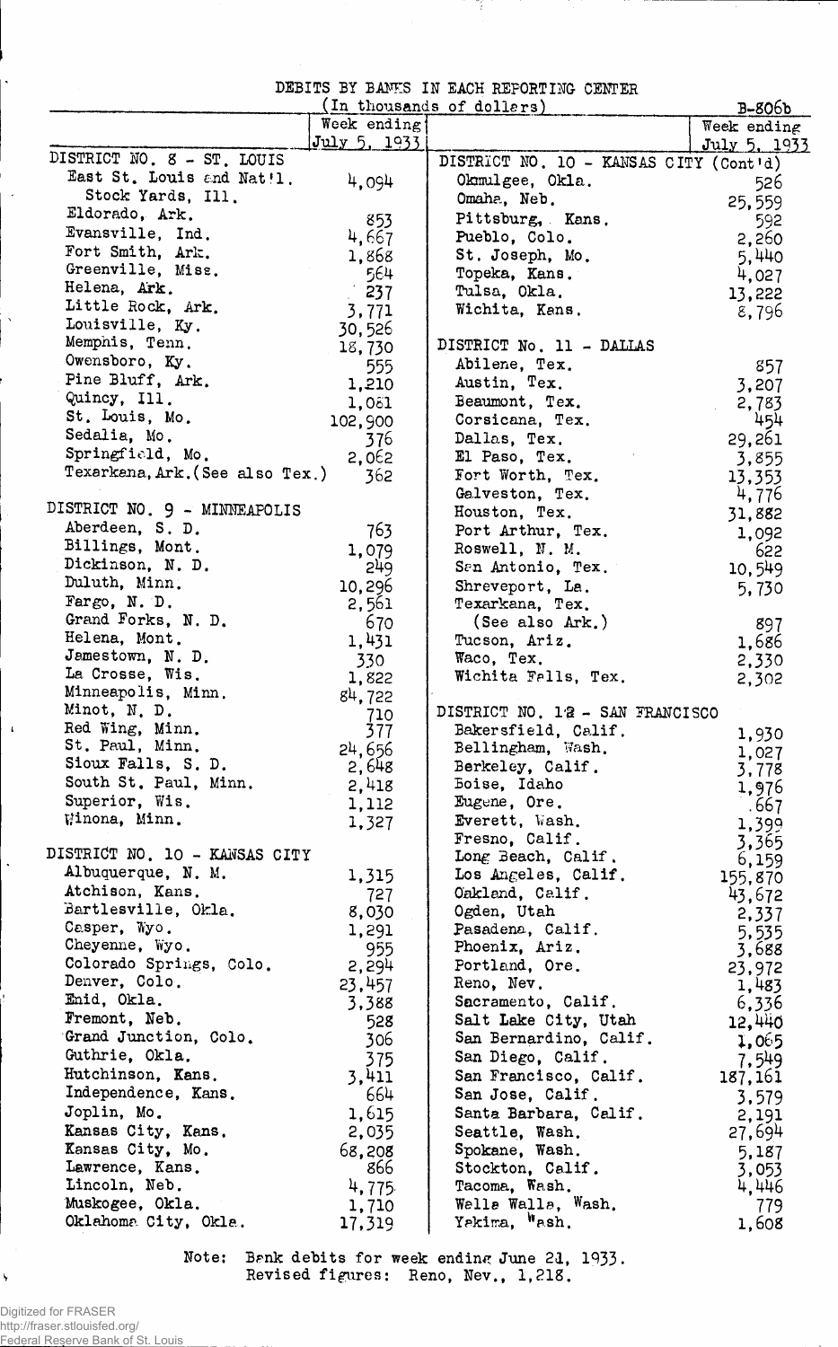DEBITS BY BANKS IN EACH REPORTING CENTER

(In thousands of dollars)

B-806b

| | Week ending July 5, 1933 | | Week ending July 5, 1933 |
|---|---|---|---|
| DISTRICT NO. 8 - ST. LOUIS | | DISTRICT NO. 10 - KANSAS CITY (Cont'd) | |
| East St. Louis and Nat'l. Stock Yards, Ill. | 4,094 | Okmulgee, Okla. | 526 |
| Eldorado, Ark. | 853 | Omaha, Neb. | 25,559 |
| Evansville, Ind. | 4,667 | Pittsburg, Kans. | 592 |
| Fort Smith, Ark. | 1,868 | Pueblo, Colo. | 2,260 |
| Greenville, Miss. | 564 | St. Joseph, Mo. | 5,440 |
| Helena, Ark. | 237 | Topeka, Kans. | 4,027 |
| Little Rock, Ark. | 3,771 | Tulsa, Okla. | 13,222 |
| Louisville, Ky. | 30,526 | Wichita, Kans. | 8,796 |
| Memphis, Tenn. | 18,730 | | |
| Owensboro, Ky. | 555 | DISTRICT No. 11 - DALLAS | |
| Pine Bluff, Ark. | 1,210 | Abilene, Tex. | 857 |
| Quincy, Ill. | 1,081 | Austin, Tex. | 3,207 |
| St. Louis, Mo. | 102,900 | Beaumont, Tex. | 2,783 |
| Sedalia, Mo. | 376 | Corsicana, Tex. | 454 |
| Springfield, Mo. | 2,062 | Dallas, Tex. | 29,261 |
| Texarkana, Ark. (See also Tex.) | 362 | El Paso, Tex. | 3,855 |
| | | Fort Worth, Tex. | 13,353 |
| DISTRICT NO. 9 - MINNEAPOLIS | | Galveston, Tex. | 4,776 |
| Aberdeen, S. D. | 763 | Houston, Tex. | 31,882 |
| Billings, Mont. | 1,079 | Port Arthur, Tex. | 1,092 |
| Dickinson, N. D. | 249 | Roswell, N. M. | 622 |
| Duluth, Minn. | 10,296 | San Antonio, Tex. | 10,549 |
| Fargo, N. D. | 2,561 | Shreveport, La. | 5,730 |
| Grand Forks, N. D. | 670 | Texarkana, Tex. (See also Ark.) | 897 |
| Helena, Mont. | 1,431 | Tucson, Ariz. | 1,686 |
| Jamestown, N. D. | 330 | Waco, Tex. | 2,330 |
| La Crosse, Wis. | 1,822 | Wichita Falls, Tex. | 2,302 |
| Minneapolis, Minn. | 84,722 | | |
| Minot, N. D. | 710 | DISTRICT NO. 12 - SAN FRANCISCO | |
| Red Wing, Minn. | 377 | Bakersfield, Calif. | 1,930 |
| St. Paul, Minn. | 24,656 | Bellingham, Wash. | 1,027 |
| Sioux Falls, S. D. | 2,648 | Berkeley, Calif. | 3,778 |
| South St. Paul, Minn. | 2,418 | Boise, Idaho | 1,976 |
| Superior, Wis. | 1,112 | Eugene, Ore. | 667 |
| Winona, Minn. | 1,327 | Everett, Wash. | 1,399 |
| | | Fresno, Calif. | 3,365 |
| DISTRICT NO. 10 - KANSAS CITY | | Long Beach, Calif. | 6,159 |
| Albuquerque, N. M. | 1,315 | Los Angeles, Calif. | 155,870 |
| Atchison, Kans. | 727 | Oakland, Calif. | 43,672 |
| Bartlesville, Okla. | 8,030 | Ogden, Utah | 2,337 |
| Casper, Wyo. | 1,291 | Pasadena, Calif. | 5,535 |
| Cheyenne, Wyo. | 955 | Phoenix, Ariz. | 3,688 |
| Colorado Springs, Colo. | 2,294 | Portland, Ore. | 23,972 |
| Denver, Colo. | 23,457 | Reno, Nev. | 1,483 |
| Enid, Okla. | 3,388 | Sacramento, Calif. | 6,336 |
| Fremont, Neb. | 528 | Salt Lake City, Utah | 12,440 |
| Grand Junction, Colo. | 306 | San Bernardino, Calif. | 1,065 |
| Guthrie, Okla. | 375 | San Diego, Calif. | 7,549 |
| Hutchinson, Kans. | 3,411 | San Francisco, Calif. | 187,161 |
| Independence, Kans. | 664 | San Jose, Calif. | 3,579 |
| Joplin, Mo. | 1,615 | Santa Barbara, Calif. | 2,191 |
| Kansas City, Kans. | 2,035 | Seattle, Wash. | 27,694 |
| Kansas City, Mo. | 68,208 | Spokane, Wash. | 5,187 |
| Lawrence, Kans. | 866 | Stockton, Calif. | 3,053 |
| Lincoln, Neb. | 4,775 | Tacoma, Wash. | 4,446 |
| Muskogee, Okla. | 1,710 | Walla Walla, Wash. | 779 |
| Oklahoma City, Okla. | 17,319 | Yakima, Wash. | 1,608 |

Note: Bank debits for week ending June 21, 1933.
Revised figures: Reno, Nev., 1,218.